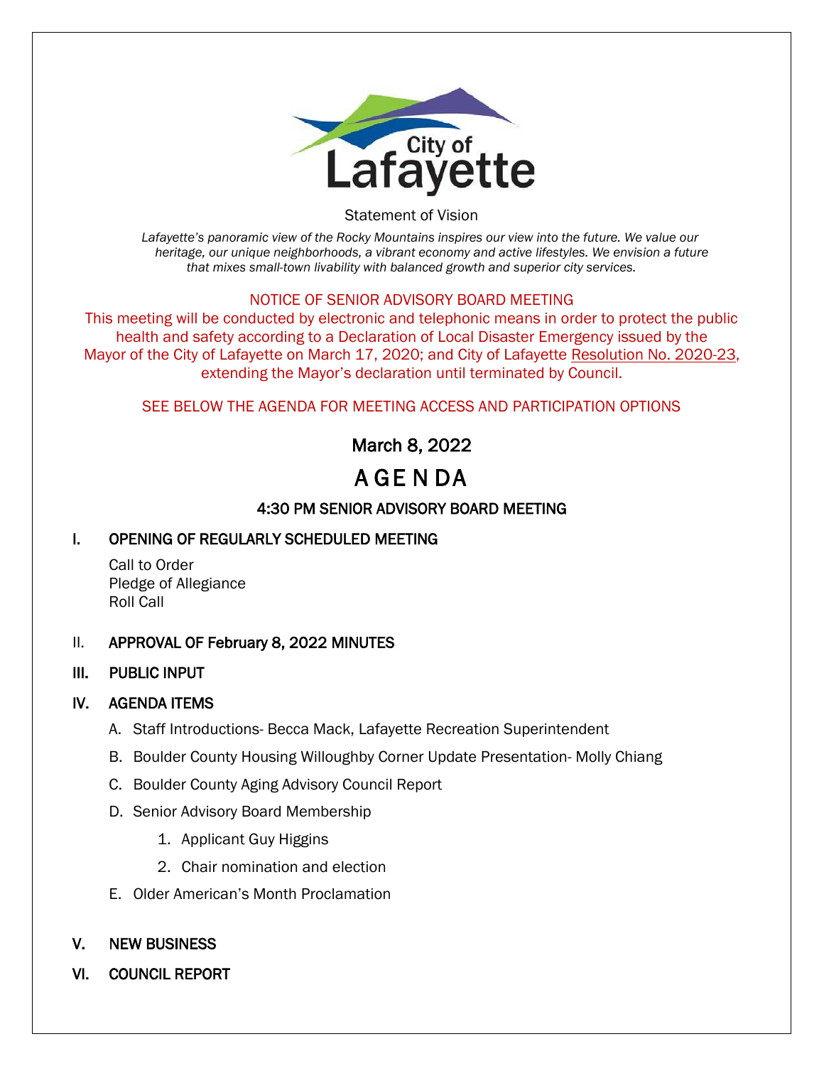City of Lafayette

Statement of Vision

*Lafayette's panoramic view of the Rocky Mountains inspires our view into the future. We value our heritage, our unique neighborhoods, a vibrant economy and active lifestyles. We envision a future that mixes small-town livability with balanced growth and superior city services.*

NOTICE OF SENIOR ADVISORY BOARD MEETING

This meeting will be conducted by electronic and telephonic means in order to protect the public health and safety according to a Declaration of Local Disaster Emergency issued by the Mayor of the City of Lafayette on March 17, 2020; and City of Lafayette Resolution No. 2020-23, extending the Mayor's declaration until terminated by Council.

SEE BELOW THE AGENDA FOR MEETING ACCESS AND PARTICIPATION OPTIONS

## March 8, 2022

# AGENDA

### 4:30 PM SENIOR ADVISORY BOARD MEETING

**I. OPENING OF REGULARLY SCHEDULED MEETING**

Call to Order
Pledge of Allegiance
Roll Call

**II. APPROVAL OF February 8, 2022 MINUTES**

**III. PUBLIC INPUT**

**IV. AGENDA ITEMS**

A. Staff Introductions- Becca Mack, Lafayette Recreation Superintendent

B. Boulder County Housing Willoughby Corner Update Presentation- Molly Chiang

C. Boulder County Aging Advisory Council Report

D. Senior Advisory Board Membership

1. Applicant Guy Higgins
2. Chair nomination and election

E. Older American's Month Proclamation

**V. NEW BUSINESS**

**VI. COUNCIL REPORT**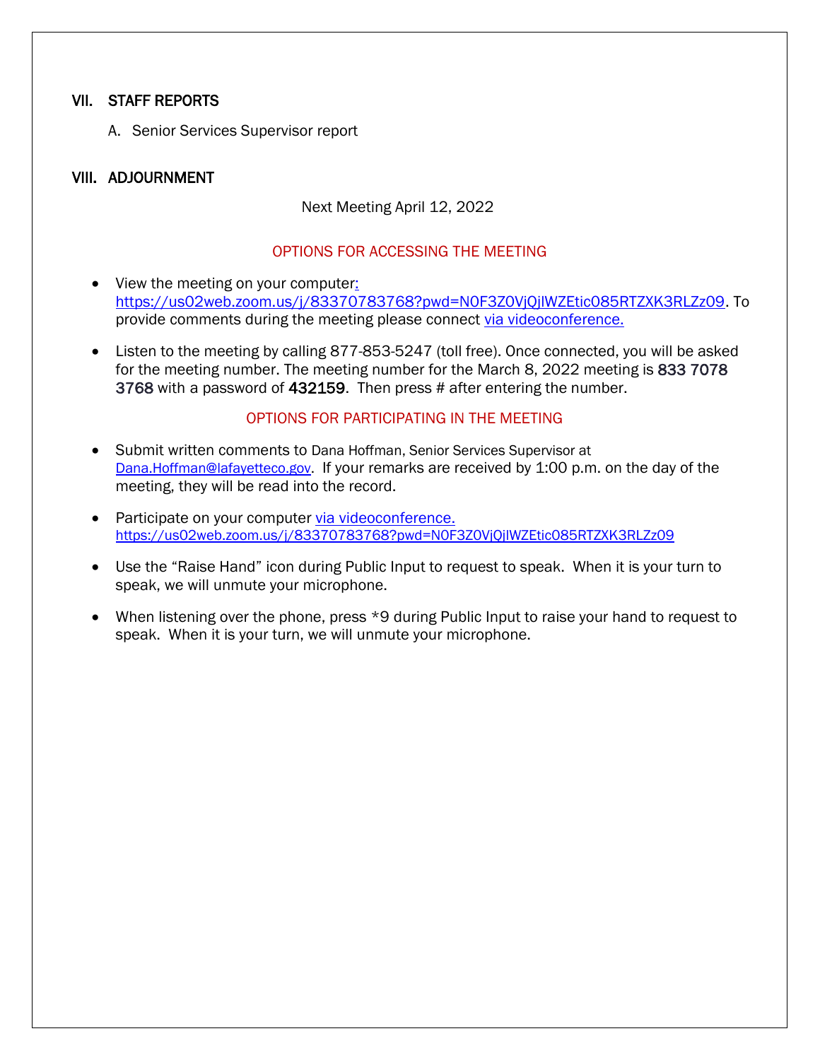## VII. STAFF REPORTS

A. Senior Services Supervisor report

## VIII. ADJOURNMENT

Next Meeting April 12, 2022

OPTIONS FOR ACCESSING THE MEETING

- View the meeting on your computer: https://us02web.zoom.us/j/83370783768?pwd=N0F3Z0VjQjlWZEtic085RTZXK3RLZz09. To provide comments during the meeting please connect via videoconference.
- Listen to the meeting by calling 877-853-5247 (toll free). Once connected, you will be asked for the meeting number. The meeting number for the March 8, 2022 meeting is **833 7078 3768** with a password of **432159**. Then press # after entering the number.

OPTIONS FOR PARTICIPATING IN THE MEETING

- Submit written comments to Dana Hoffman, Senior Services Supervisor at Dana.Hoffman@lafayetteco.gov. If your remarks are received by 1:00 p.m. on the day of the meeting, they will be read into the record.
- Participate on your computer via videoconference. https://us02web.zoom.us/j/83370783768?pwd=N0F3Z0VjQjlWZEtic085RTZXK3RLZz09
- Use the "Raise Hand" icon during Public Input to request to speak. When it is your turn to speak, we will unmute your microphone.
- When listening over the phone, press *9 during Public Input to raise your hand to request to speak. When it is your turn, we will unmute your microphone.